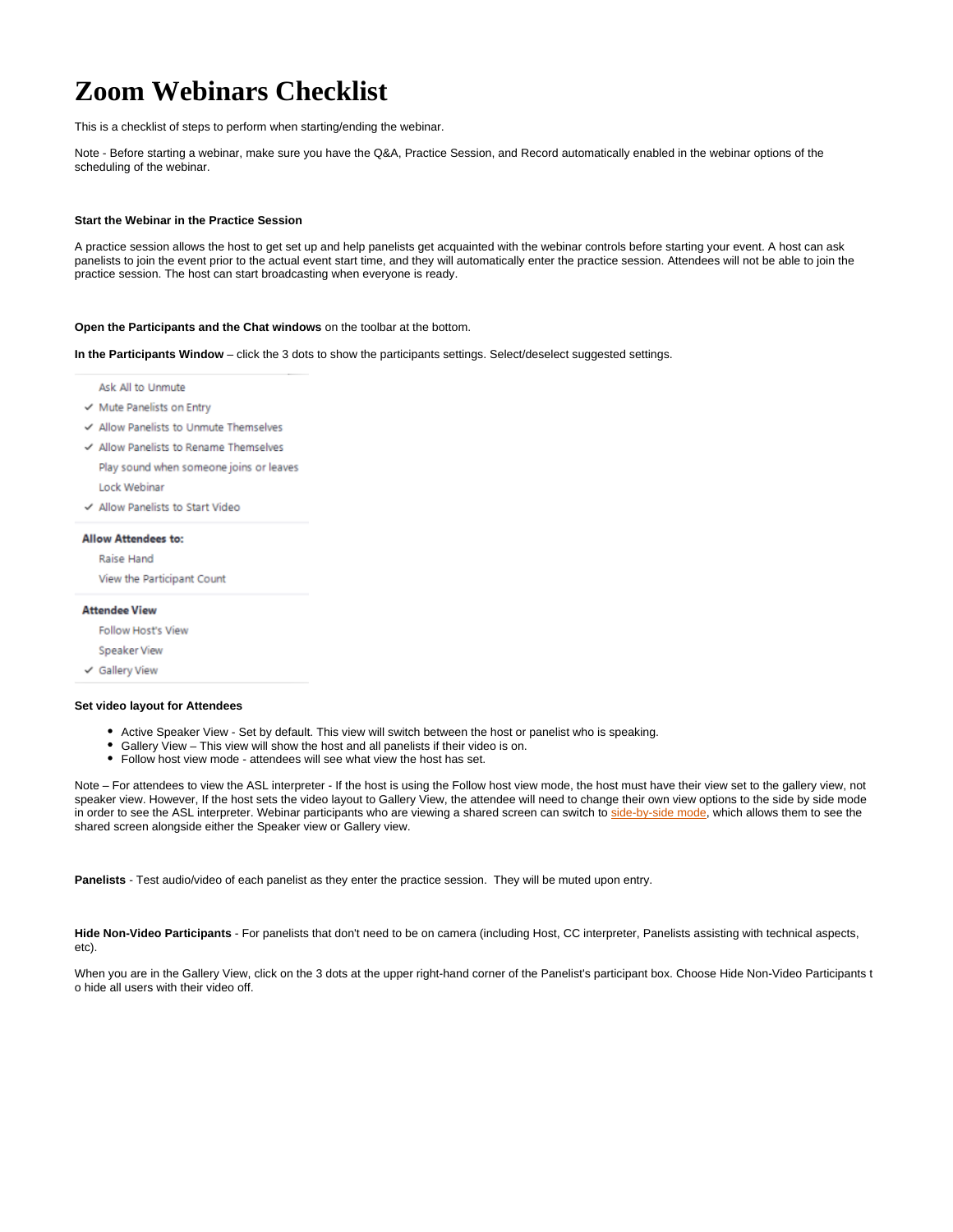# Zoom Webinars Checklist

This is a checklist of steps to perform when starting/ending the webinar.

Note - Before starting a webinar, make sure you have the Q&A, Practice Session, and Record automatically enabled in the webinar options of the scheduling of the webinar.

**Start the Webinar in the Practice Session**

A practice session allows the host to get set up and help panelists get acquainted with the webinar controls before starting your event. A host can ask panelists to join the event prior to the actual event start time, and they will automatically enter the practice session. Attendees will not be able to join the practice session. The host can start broadcasting when everyone is ready.

**Open the Participants and the Chat windows** on the toolbar at the bottom.

**In the Participants Window** – click the 3 dots to show the participants settings. Select/deselect suggested settings.

- Ask All to Unmute
- ✓ Mute Panelists on Entry
- ✓ Allow Panelists to Unmute Themselves
- ✓ Allow Panelists to Rename Themselves
- Play sound when someone joins or leaves
- Lock Webinar
- ✓ Allow Panelists to Start Video

**Allow Attendees to:**

- Raise Hand
- View the Participant Count

**Attendee View**

- Follow Host's View
- Speaker View
- ✓ Gallery View

**Set video layout for Attendees**

- Active Speaker View - Set by default. This view will switch between the host or panelist who is speaking.
- Gallery View – This view will show the host and all panelists if their video is on.
- Follow host view mode - attendees will see what view the host has set.

Note – For attendees to view the ASL interpreter - If the host is using the Follow host view mode, the host must have their view set to the gallery view, not speaker view. However, If the host sets the video layout to Gallery View, the attendee will need to change their own view options to the side by side mode in order to see the ASL interpreter. Webinar participants who are viewing a shared screen can switch to side-by-side mode, which allows them to see the shared screen alongside either the Speaker view or Gallery view.

**Panelists** - Test audio/video of each panelist as they enter the practice session. They will be muted upon entry.

**Hide Non-Video Participants** - For panelists that don't need to be on camera (including Host, CC interpreter, Panelists assisting with technical aspects, etc).

When you are in the Gallery View, click on the 3 dots at the upper right-hand corner of the Panelist's participant box. Choose Hide Non-Video Participants to hide all users with their video off.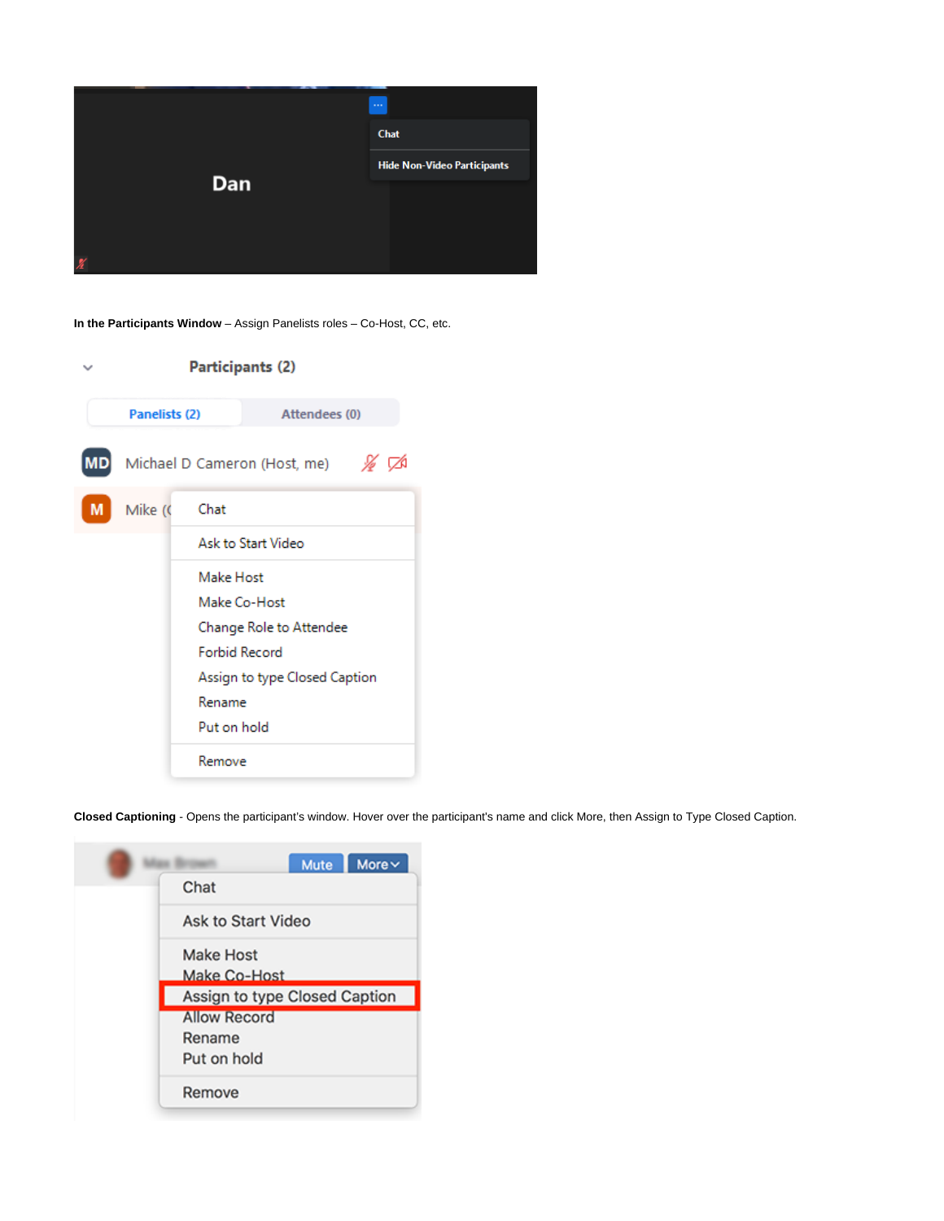**In the Participants Window** – Assign Panelists roles – Co-Host, CC, etc.

**Closed Captioning** - Opens the participant's window. Hover over the participant's name and click More, then Assign to Type Closed Caption.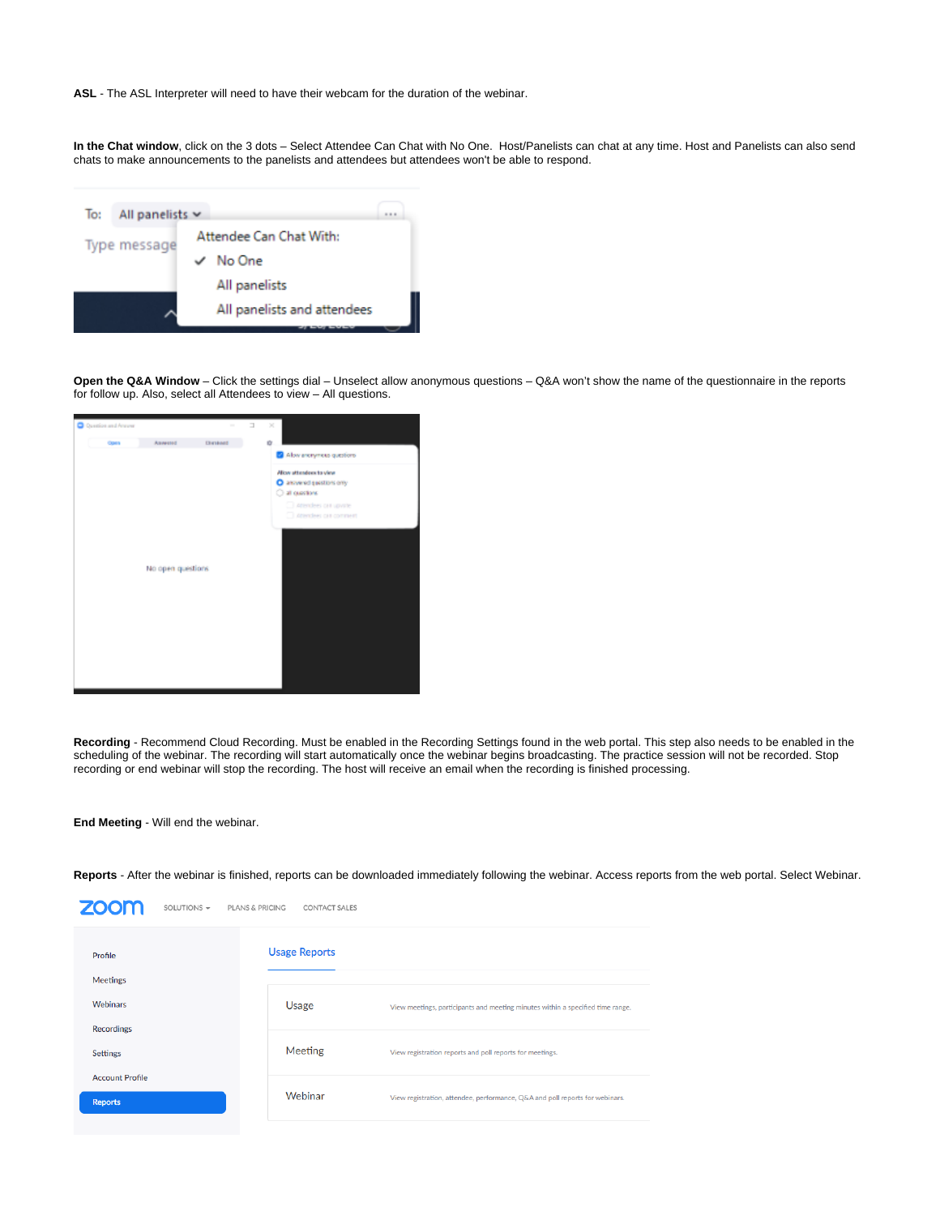**ASL** - The ASL Interpreter will need to have their webcam for the duration of the webinar.

**In the Chat window**, click on the 3 dots – Select Attendee Can Chat with No One. Host/Panelists can chat at any time. Host and Panelists can also send chats to make announcements to the panelists and attendees but attendees won't be able to respond.

**Open the Q&A Window** – Click the settings dial – Unselect allow anonymous questions – Q&A won't show the name of the questionnaire in the reports for follow up. Also, select all Attendees to view – All questions.

**Recording** - Recommend Cloud Recording. Must be enabled in the Recording Settings found in the web portal. This step also needs to be enabled in the scheduling of the webinar. The recording will start automatically once the webinar begins broadcasting. The practice session will not be recorded. Stop recording or end webinar will stop the recording. The host will receive an email when the recording is finished processing.

**End Meeting** - Will end the webinar.

**Reports** - After the webinar is finished, reports can be downloaded immediately following the webinar. Access reports from the web portal. Select Webinar.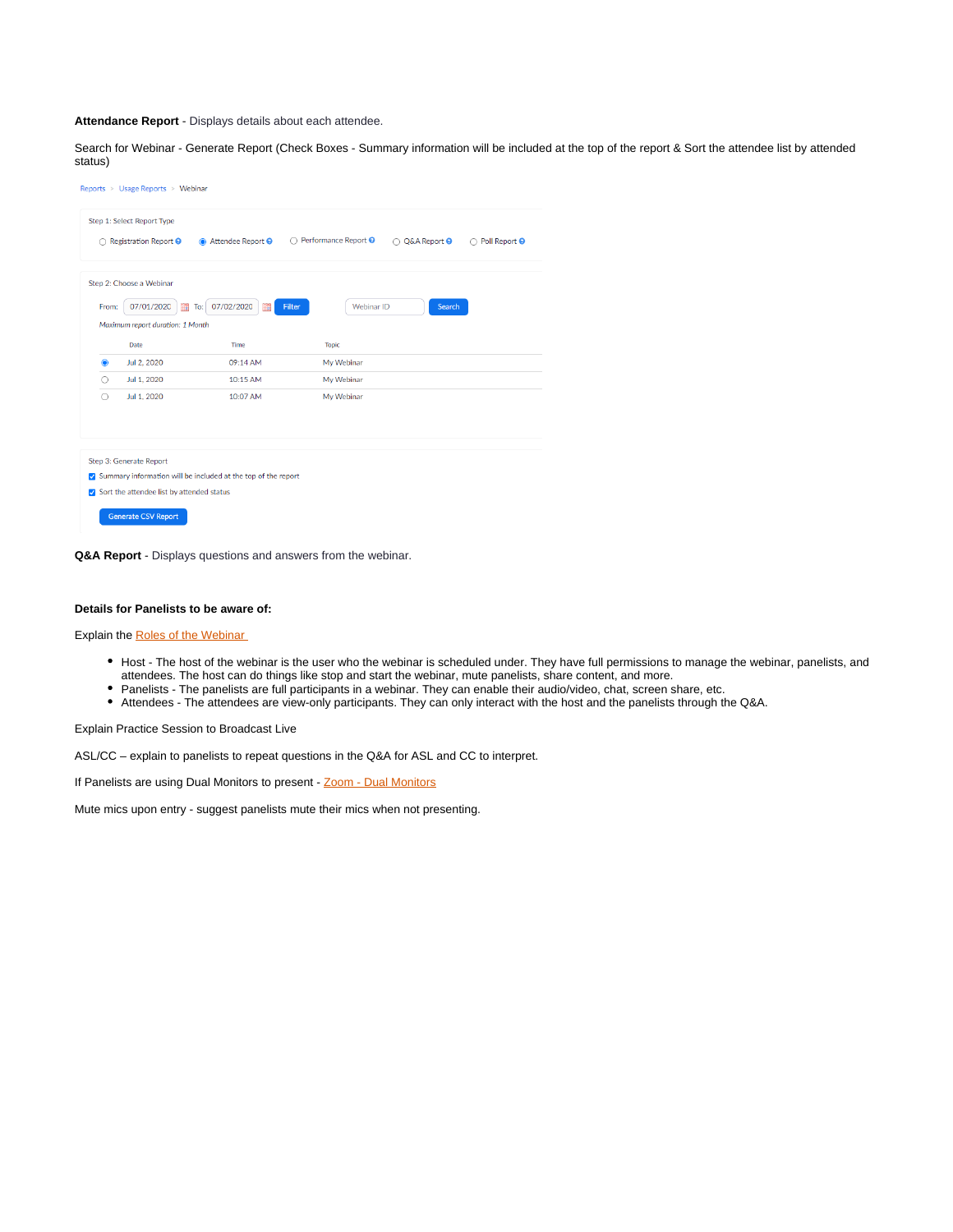**Attendance Report** - Displays details about each attendee.

Search for Webinar - Generate Report (Check Boxes - Summary information will be included at the top of the report & Sort the attendee list by attended status)

Reports > Usage Reports > Webinar

Step 1: Select Report Type

Registration Report | Attendee Report | Performance Report | Q&A Report | Poll Report

Step 2: Choose a Webinar

From: 07/01/2020 To: 07/02/2020 Filter | Webinar ID Search

Maximum report duration: 1 Month

| | Date | Time | Topic |
|---|---|---|---|
| ◉ | Jul 2, 2020 | 09:14 AM | My Webinar |
| ○ | Jul 1, 2020 | 10:15 AM | My Webinar |
| ○ | Jul 1, 2020 | 10:07 AM | My Webinar |

Step 3: Generate Report

- [x] Summary information will be included at the top of the report
- [x] Sort the attendee list by attended status

Generate CSV Report

**Q&A Report** - Displays questions and answers from the webinar.

**Details for Panelists to be aware of:**

Explain the Roles of the Webinar

- Host - The host of the webinar is the user who the webinar is scheduled under. They have full permissions to manage the webinar, panelists, and attendees. The host can do things like stop and start the webinar, mute panelists, share content, and more.
- Panelists - The panelists are full participants in a webinar. They can enable their audio/video, chat, screen share, etc.
- Attendees - The attendees are view-only participants. They can only interact with the host and the panelists through the Q&A.

Explain Practice Session to Broadcast Live

ASL/CC – explain to panelists to repeat questions in the Q&A for ASL and CC to interpret.

If Panelists are using Dual Monitors to present - Zoom - Dual Monitors

Mute mics upon entry - suggest panelists mute their mics when not presenting.